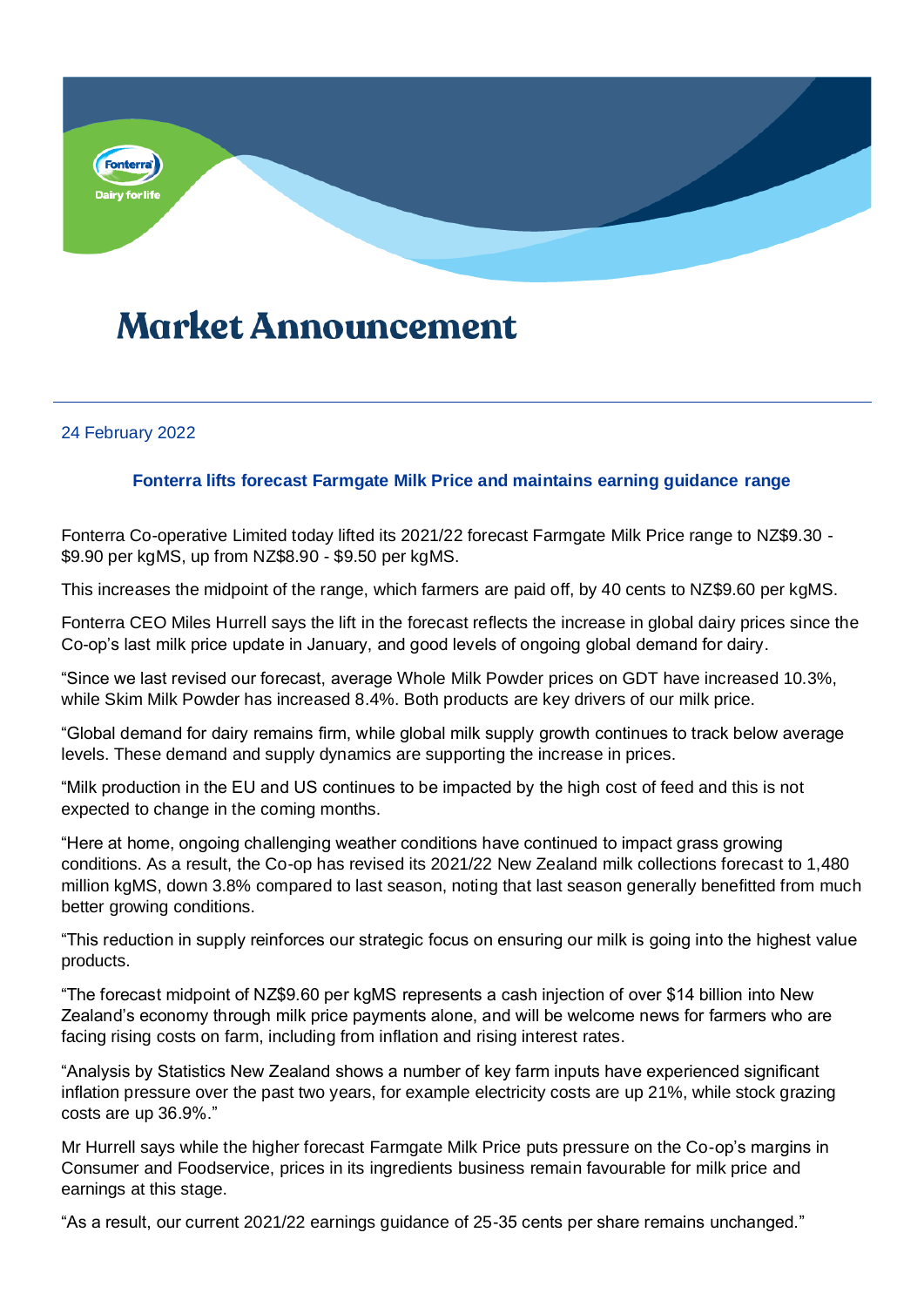# Market Announcement

24 February 2022

## Fonterra lifts forecast Farmgate Milk Price and maintains earning guidance range

Fonterra Co-operative Limited today lifted its 2021/22 forecast Farmgate Milk Price range to NZ$9.30 - $9.90 per kgMS, up from NZ$8.90 - $9.50 per kgMS.

This increases the midpoint of the range, which farmers are paid off, by 40 cents to NZ$9.60 per kgMS.

Fonterra CEO Miles Hurrell says the lift in the forecast reflects the increase in global dairy prices since the Co-op's last milk price update in January, and good levels of ongoing global demand for dairy.

"Since we last revised our forecast, average Whole Milk Powder prices on GDT have increased 10.3%, while Skim Milk Powder has increased 8.4%. Both products are key drivers of our milk price.

"Global demand for dairy remains firm, while global milk supply growth continues to track below average levels. These demand and supply dynamics are supporting the increase in prices.

"Milk production in the EU and US continues to be impacted by the high cost of feed and this is not expected to change in the coming months.

"Here at home, ongoing challenging weather conditions have continued to impact grass growing conditions. As a result, the Co-op has revised its 2021/22 New Zealand milk collections forecast to 1,480 million kgMS, down 3.8% compared to last season, noting that last season generally benefitted from much better growing conditions.

"This reduction in supply reinforces our strategic focus on ensuring our milk is going into the highest value products.

"The forecast midpoint of NZ$9.60 per kgMS represents a cash injection of over $14 billion into New Zealand's economy through milk price payments alone, and will be welcome news for farmers who are facing rising costs on farm, including from inflation and rising interest rates.

"Analysis by Statistics New Zealand shows a number of key farm inputs have experienced significant inflation pressure over the past two years, for example electricity costs are up 21%, while stock grazing costs are up 36.9%."

Mr Hurrell says while the higher forecast Farmgate Milk Price puts pressure on the Co-op's margins in Consumer and Foodservice, prices in its ingredients business remain favourable for milk price and earnings at this stage.

"As a result, our current 2021/22 earnings guidance of 25-35 cents per share remains unchanged."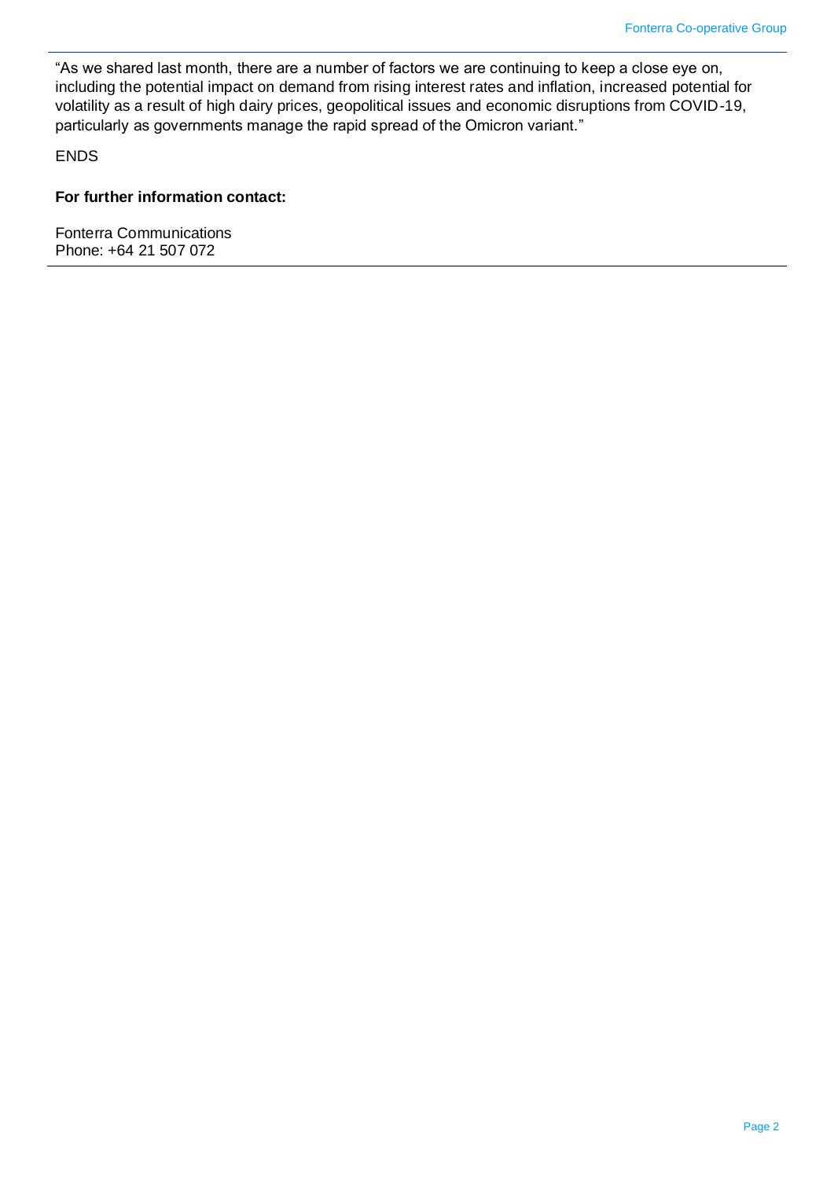"As we shared last month, there are a number of factors we are continuing to keep a close eye on, including the potential impact on demand from rising interest rates and inflation, increased potential for volatility as a result of high dairy prices, geopolitical issues and economic disruptions from COVID-19, particularly as governments manage the rapid spread of the Omicron variant."

ENDS

**For further information contact:**

Fonterra Communications
Phone: +64 21 507 072